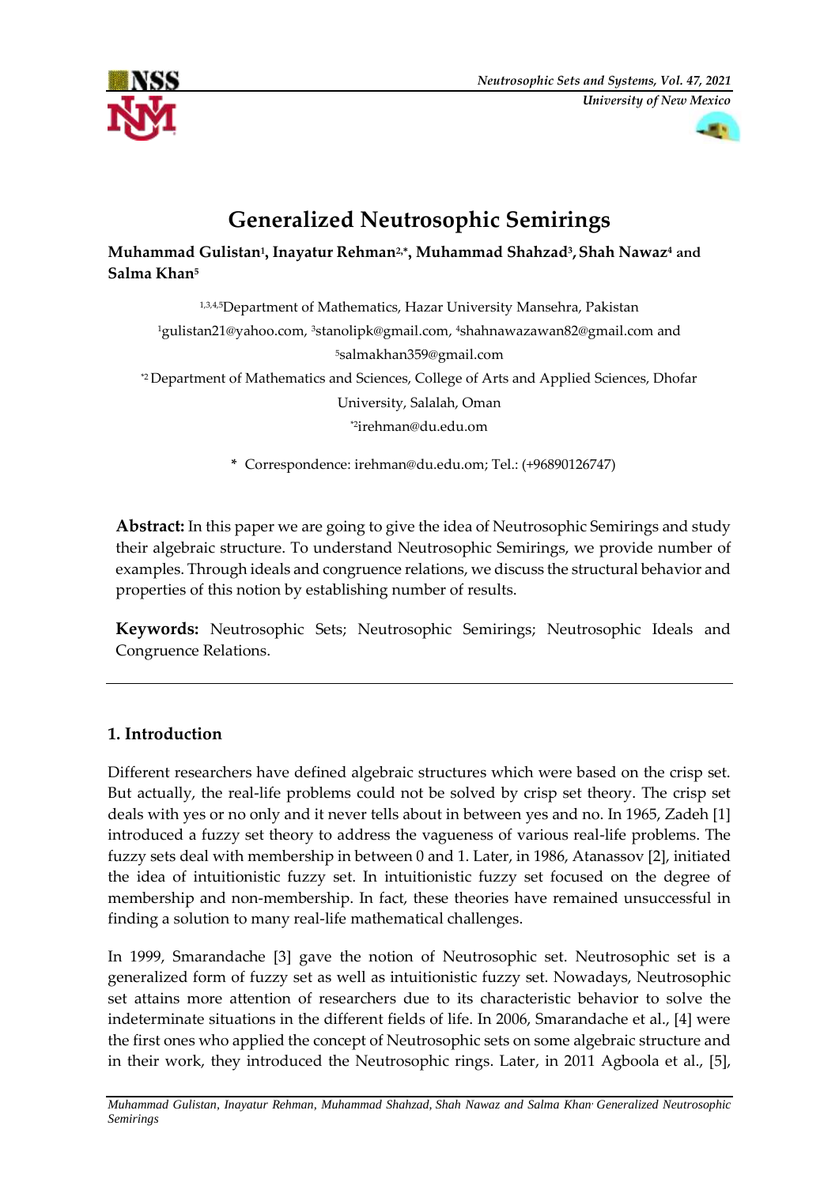# Generalized Neutrosophic Semirings

**Muhammad Gulistan[1], Inayatur Rehman[2,*], Muhammad Shahzad[3], Shah Nawaz[4] and Salma Khan[5]**

[1,3,4,5]Department of Mathematics, Hazar University Mansehra, Pakistan

[1]gulistan21@yahoo.com, [3]stanolipk@gmail.com, [4]shahnawazawan82@gmail.com and [5]salmakhan359@gmail.com

[*2] Department of Mathematics and Sciences, College of Arts and Applied Sciences, Dhofar University, Salalah, Oman

[*2]irehman@du.edu.om

\* Correspondence: irehman@du.edu.om; Tel.: (+96890126747)

**Abstract:** In this paper we are going to give the idea of Neutrosophic Semirings and study their algebraic structure. To understand Neutrosophic Semirings, we provide number of examples. Through ideals and congruence relations, we discuss the structural behavior and properties of this notion by establishing number of results.

**Keywords:** Neutrosophic Sets; Neutrosophic Semirings; Neutrosophic Ideals and Congruence Relations.

## 1. Introduction

Different researchers have defined algebraic structures which were based on the crisp set. But actually, the real-life problems could not be solved by crisp set theory. The crisp set deals with yes or no only and it never tells about in between yes and no. In 1965, Zadeh [1] introduced a fuzzy set theory to address the vagueness of various real-life problems. The fuzzy sets deal with membership in between 0 and 1. Later, in 1986, Atanassov [2], initiated the idea of intuitionistic fuzzy set. In intuitionistic fuzzy set focused on the degree of membership and non-membership. In fact, these theories have remained unsuccessful in finding a solution to many real-life mathematical challenges.

In 1999, Smarandache [3] gave the notion of Neutrosophic set. Neutrosophic set is a generalized form of fuzzy set as well as intuitionistic fuzzy set. Nowadays, Neutrosophic set attains more attention of researchers due to its characteristic behavior to solve the indeterminate situations in the different fields of life. In 2006, Smarandache et al., [4] were the first ones who applied the concept of Neutrosophic sets on some algebraic structure and in their work, they introduced the Neutrosophic rings. Later, in 2011 Agboola et al., [5],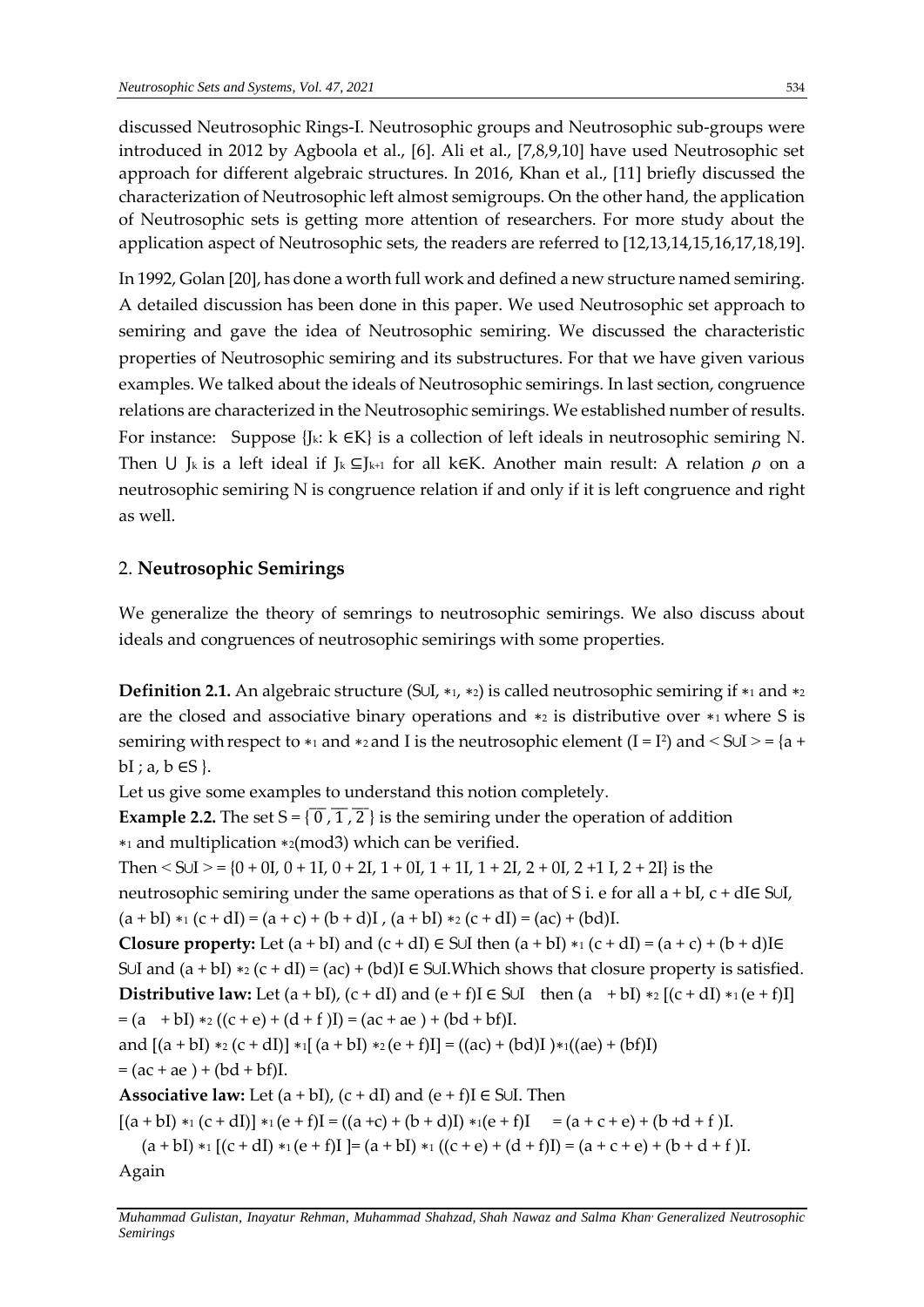discussed Neutrosophic Rings-I. Neutrosophic groups and Neutrosophic sub-groups were introduced in 2012 by Agboola et al., [6]. Ali et al., [7,8,9,10] have used Neutrosophic set approach for different algebraic structures. In 2016, Khan et al., [11] briefly discussed the characterization of Neutrosophic left almost semigroups. On the other hand, the application of Neutrosophic sets is getting more attention of researchers. For more study about the application aspect of Neutrosophic sets, the readers are referred to [12,13,14,15,16,17,18,19].

In 1992, Golan [20], has done a worth full work and defined a new structure named semiring. A detailed discussion has been done in this paper. We used Neutrosophic set approach to semiring and gave the idea of Neutrosophic semiring. We discussed the characteristic properties of Neutrosophic semiring and its substructures. For that we have given various examples. We talked about the ideals of Neutrosophic semirings. In last section, congruence relations are characterized in the Neutrosophic semirings. We established number of results. For instance: Suppose $\{J_k: k \in K\}$ is a collection of left ideals in neutrosophic semiring N. Then $\cup J_k$ is a left ideal if $J_k \subseteq J_{k+1}$ for all $k \in K$. Another main result: A relation $\rho$ on a neutrosophic semiring N is congruence relation if and only if it is left congruence and right as well.

## 2. **Neutrosophic Semirings**

We generalize the theory of semrings to neutrosophic semirings. We also discuss about ideals and congruences of neutrosophic semirings with some properties.

**Definition 2.1.** An algebraic structure $(S \cup I, *_1, *_2)$ is called neutrosophic semiring if $*_1$ and $*_2$ are the closed and associative binary operations and $*_2$ is distributive over $*_1$ where S is semiring with respect to $*_1$ and $*_2$ and I is the neutrosophic element $(I = I^2)$ and $< S \cup I > = \{a + bI ; a, b \in S \}$.

Let us give some examples to understand this notion completely.

**Example 2.2.** The set $S = \{\overline{0}, \overline{1}, \overline{2}\}$ is the semiring under the operation of addition $*_1$ and multiplication $*_2$(mod3) which can be verified.

Then $< S \cup I > = \{0 + 0I, 0 + 1I, 0 + 2I, 1 + 0I, 1 + 1I, 1 + 2I, 2 + 0I, 2 + 1I, 2 + 2I\}$ is the neutrosophic semiring under the same operations as that of S i. e for all $a + bI, c + dI \in S \cup I$, $(a + bI) *_1 (c + dI) = (a + c) + (b + d)I$ , $(a + bI) *_2 (c + dI) = (ac) + (bd)I$.

**Closure property:** Let $(a + bI)$ and $(c + dI) \in S \cup I$ then $(a + bI) *_1 (c + dI) = (a + c) + (b + d)I \in S \cup I$ and $(a + bI) *_2 (c + dI) = (ac) + (bd)I \in S \cup I$. Which shows that closure property is satisfied.

**Distributive law:** Let $(a + bI)$, $(c + dI)$ and $(e + f)I \in S \cup I$ then $(a + bI) *_2 [(c + dI) *_1 (e + f)I] = (a + bI) *_2 ((c + e) + (d + f)I) = (ac + ae) + (bd + bf)I$.

and $[(a + bI) *_2 (c + dI)] *_1 [(a + bI) *_2 (e + f)I] = ((ac) + (bd)I) *_1 ((ae) + (bf)I)$

$= (ac + ae) + (bd + bf)I$.

**Associative law:** Let $(a + bI)$, $(c + dI)$ and $(e + f)I \in S \cup I$. Then

$[(a + bI) *_1 (c + dI)] *_1 (e + f)I = ((a + c) + (b + d)I) *_1 (e + f)I = (a + c + e) + (b + d + f)I$.

$(a + bI) *_1 [(c + dI) *_1 (e + f)I] = (a + bI) *_1 ((c + e) + (d + f)I) = (a + c + e) + (b + d + f)I$.

Again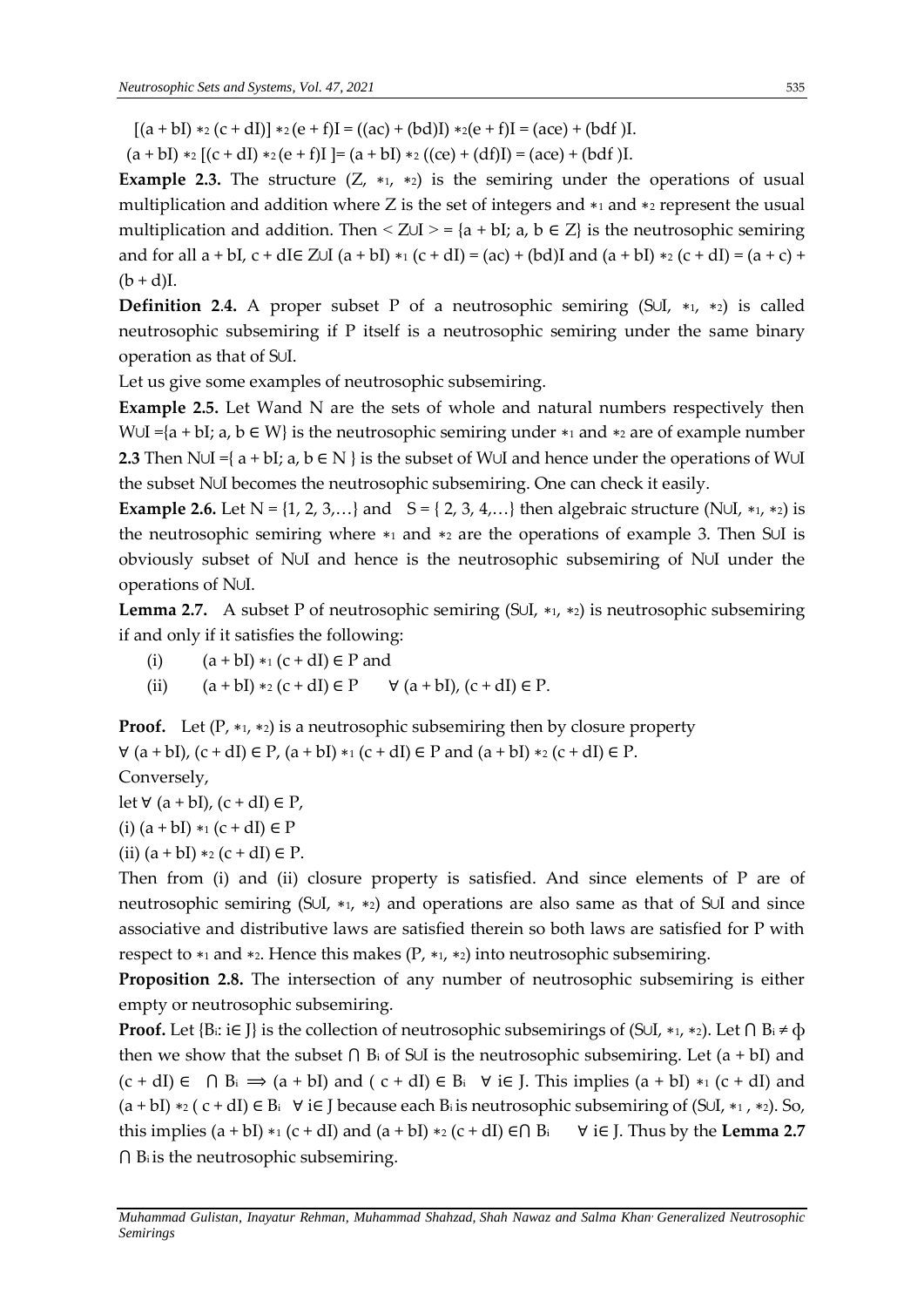$[(a + bI) *_2 (c + dI)] *_2 (e + f)I = ((ac) + (bd)I) *_2 (e + f)I = (ace) + (bdf)I.$

$(a + bI) *_2 [(c + dI) *_2 (e + f)I] = (a + bI) *_2 ((ce) + (df)I) = (ace) + (bdf)I.$

**Example 2.3.** The structure $(Z, *_1, *_2)$ is the semiring under the operations of usual multiplication and addition where Z is the set of integers and $*_1$ and $*_2$ represent the usual multiplication and addition. Then $< Z \cup I > = \{a + bI;\ a, b \in Z\}$ is the neutrosophic semiring and for all $a + bI, c + dI \in Z \cup I$ $(a + bI) *_1 (c + dI) = (ac) + (bd)I$ and $(a + bI) *_2 (c + dI) = (a + c) + (b + d)I$.

**Definition 2.4.** A proper subset P of a neutrosophic semiring $(S \cup I, *_1, *_2)$ is called neutrosophic subsemiring if P itself is a neutrosophic semiring under the same binary operation as that of $S \cup I$.

Let us give some examples of neutrosophic subsemiring.

**Example 2.5.** Let Wand N are the sets of whole and natural numbers respectively then $W \cup I = \{a + bI;\ a, b \in W\}$ is the neutrosophic semiring under $*_1$ and $*_2$ are of example number **2.3** Then $N \cup I = \{ a + bI;\ a, b \in N \}$ is the subset of $W \cup I$ and hence under the operations of $W \cup I$ the subset $N \cup I$ becomes the neutrosophic subsemiring. One can check it easily.

**Example 2.6.** Let $N = \{1, 2, 3, \ldots\}$ and $S = \{ 2, 3, 4, \ldots\}$ then algebraic structure $(N \cup I, *_1, *_2)$ is the neutrosophic semiring where $*_1$ and $*_2$ are the operations of example 3. Then $S \cup I$ is obviously subset of $N \cup I$ and hence is the neutrosophic subsemiring of $N \cup I$ under the operations of $N \cup I$.

**Lemma 2.7.** A subset P of neutrosophic semiring $(S \cup I, *_1, *_2)$ is neutrosophic subsemiring if and only if it satisfies the following:

(i) $(a + bI) *_1 (c + dI) \in P$ and

(ii) $(a + bI) *_2 (c + dI) \in P \quad \forall\ (a + bI), (c + dI) \in P.$

**Proof.** Let $(P, *_1, *_2)$ is a neutrosophic subsemiring then by closure property

$\forall\ (a + bI), (c + dI) \in P$, $(a + bI) *_1 (c + dI) \in P$ and $(a + bI) *_2 (c + dI) \in P$.

Conversely,

let $\forall\ (a + bI), (c + dI) \in P$,

(i) $(a + bI) *_1 (c + dI) \in P$

(ii) $(a + bI) *_2 (c + dI) \in P$.

Then from (i) and (ii) closure property is satisfied. And since elements of P are of neutrosophic semiring $(S \cup I, *_1, *_2)$ and operations are also same as that of $S \cup I$ and since associative and distributive laws are satisfied therein so both laws are satisfied for P with respect to $*_1$ and $*_2$. Hence this makes $(P, *_1, *_2)$ into neutrosophic subsemiring.

**Proposition 2.8.** The intersection of any number of neutrosophic subsemiring is either empty or neutrosophic subsemiring.

**Proof.** Let $\{B_i : i \in J\}$ is the collection of neutrosophic subsemirings of $(S \cup I, *_1, *_2)$. Let $\cap B_i \neq \phi$ then we show that the subset $\cap B_i$ of $S \cup I$ is the neutrosophic subsemiring. Let $(a + bI)$ and $(c + dI) \in \cap B_i \Longrightarrow (a + bI)$ and $( c + dI) \in B_i \ \ \forall\ i \in J$. This implies $(a + bI) *_1 (c + dI)$ and $(a + bI) *_2 ( c + dI) \in B_i \ \ \forall\ i \in J$ because each $B_i$ is neutrosophic subsemiring of $(S \cup I, *_1, *_2)$. So, this implies $(a + bI) *_1 (c + dI)$ and $(a + bI) *_2 (c + dI) \in \cap B_i \quad \forall\ i \in J$. Thus by the **Lemma 2.7** $\cap B_i$ is the neutrosophic subsemiring.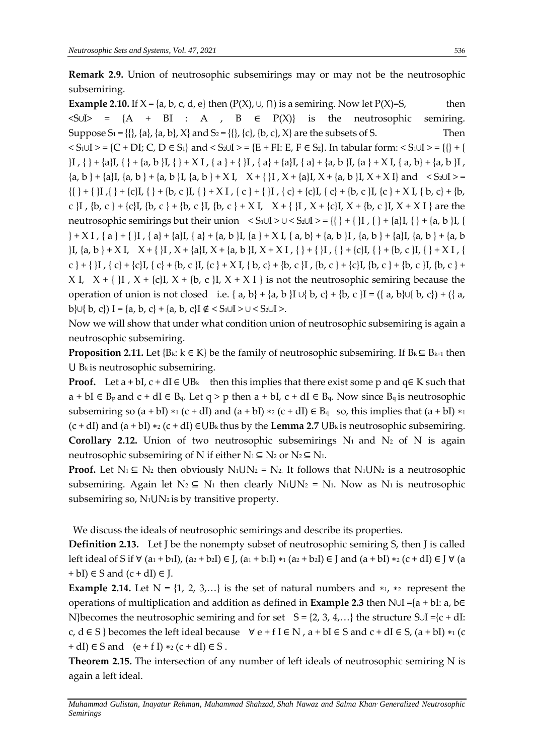**Remark 2.9.** Union of neutrosophic subsemirings may or may not be the neutrosophic subsemiring.

**Example 2.10.** If $X = \{a, b, c, d, e\}$ then $(P(X), \cup, \cap)$ is a semiring. Now let $P(X)=S$, then $\langle S\cup I\rangle = \{A + BI : A, B \in P(X)\}$ is the neutrosophic semiring. Suppose $S_1 = \{\{\}, \{a\}, \{a, b\}, X\}$ and $S_2 = \{\{\}, \{c\}, \{b, c\}, X\}$ are the subsets of S. Then $\langle S_1\cup I\rangle = \{C + DI; C, D \in S_1\}$ and $\langle S_2\cup I\rangle = \{E + FI: E, F \in S_2\}$. In tabular form: $\langle S_1\cup I\rangle = \{\{\} + \{\}I, \{\} + \{a\}I, \{\} + \{a, b\}I, \{\} + XI, \{a\} + \{\}I, \{a\} + \{a\}I, \{a\} + \{a, b\}I, \{a\} + XI, \{a, b\} + \{a, b\}I, \{a, b\} + \{a\}I, \{a, b\} + \{a, b\}I, \{a, b\} + XI, X + \{\}I, X + \{a\}I, X + \{a, b\}I, X + XI\}$ and $\langle S_2\cup I\rangle = \{\{\} + \{\}I, \{\} + \{c\}I, \{\} + \{b, c\}I, \{\} + XI, \{c\} + \{\}I, \{c\} + \{c\}I, \{c\} + \{b, c\}I, \{c\} + XI, \{b, c\} + \{b, c\}I, \{b, c\} + \{c\}I, \{b, c\} + \{b, c\}I, \{b, c\} + XI, X + \{\}I, X + \{c\}I, X + \{b, c\}I, X + XI\}$ are the neutrosophic semirings but their union $\langle S_1\cup I\rangle \cup \langle S_2\cup I\rangle = \{\{\} + \{\}I, \{\} + \{a\}I, \{\} + \{a, b\}I, \{\} + XI, \{a\} + \{\}I, \{a\} + \{a\}I, \{a\} + \{a, b\}I, \{a\} + XI, \{a, b\} + \{a, b\}I, \{a, b\} + \{a\}I, \{a, b\} + \{a, b\}I, \{a, b\} + XI, X + \{\}I, X + \{a\}I, X + \{a, b\}I, X + XI, \{\} + \{\}I, \{\} + \{c\}I, \{\} + \{b, c\}I, \{\} + XI, \{c\} + \{\}I, \{c\} + \{c\}I, \{c\} + \{b, c\}I, \{c\} + XI, \{b, c\} + \{b, c\}I, \{b, c\} + \{c\}I, \{b, c\} + \{b, c\}I, \{b, c\} + XI, X + \{\}I, X + \{c\}I, X + \{b, c\}I, X + XI\}$ is not the neutrosophic semiring because the operation of union is not closed i.e. $\{a, b\} + \{a, b\}I \cup \{b, c\} + \{b, c\}I = (\{a, b\}\cup\{b, c\}) + (\{a, b\}\cup\{b, c\})I = \{a, b, c\} + \{a, b, c\}I \notin \langle S_1\cup I\rangle \cup \langle S_2\cup I\rangle$.

Now we will show that under what condition union of neutrosophic subsemiring is again a neutrosophic subsemiring.

**Proposition 2.11.** Let $\{B_k: k \in K\}$ be the family of neutrosophic subsemiring. If $B_k \subseteq B_{k+1}$ then $\bigcup B_k$ is neutrosophic subsemiring.

**Proof.** Let $a + bI, c + dI \in \bigcup B_k$ then this implies that there exist some p and $q\in K$ such that $a + bI \in B_p$ and $c + dI \in B_q$. Let $q > p$ then $a + bI, c + dI \in B_q$. Now since $B_q$ is neutrosophic subsemiring so $(a + bI) *_1 (c + dI)$ and $(a + bI) *_2 (c + dI) \in B_q$ so, this implies that $(a + bI) *_1 (c + dI)$ and $(a + bI) *_2 (c + dI) \in\bigcup B_k$ thus by the **Lemma 2.7** $\bigcup B_k$ is neutrosophic subsemiring.

**Corollary 2.12.** Union of two neutrosophic subsemirings $N_1$ and $N_2$ of N is again neutrosophic subsemiring of N if either $N_1 \subseteq N_2$ or $N_2 \subseteq N_1$.

**Proof.** Let $N_1 \subseteq N_2$ then obviously $N_1\bigcup N_2 = N_2$. It follows that $N_1\bigcup N_2$ is a neutrosophic subsemiring. Again let $N_2 \subseteq N_1$ then clearly $N_1\bigcup N_2 = N_1$. Now as $N_1$ is neutrosophic subsemiring so, $N_1\bigcup N_2$ is by transitive property.

We discuss the ideals of neutrosophic semirings and describe its properties.

**Definition 2.13.** Let J be the nonempty subset of neutrosophic semiring S, then J is called left ideal of S if $\forall$ $(a_1 + b_1I), (a_2 + b_2I) \in J$, $(a_1 + b_1I) *_1 (a_2 + b_2I) \in J$ and $(a + bI) *_2 (c + dI) \in J$ $\forall$ $(a + bI) \in S$ and $(c + dI) \in J$.

**Example 2.14.** Let $N = \{1, 2, 3,\ldots\}$ is the set of natural numbers and $*_1$, $*_2$ represent the operations of multiplication and addition as defined in **Example 2.3** then $N\cup I =\{a + bI: a, b\in N\}$becomes the neutrosophic semiring and for set $S = \{2, 3, 4,\ldots\}$ the structure $S\cup I =\{c + dI: c, d \in S\}$ becomes the left ideal because $\forall$ $e + fI \in N$, $a + bI \in S$ and $c + dI \in S$, $(a + bI) *_1 (c + dI) \in S$ and $(e + fI) *_2 (c + dI) \in S$.

**Theorem 2.15.** The intersection of any number of left ideals of neutrosophic semiring N is again a left ideal.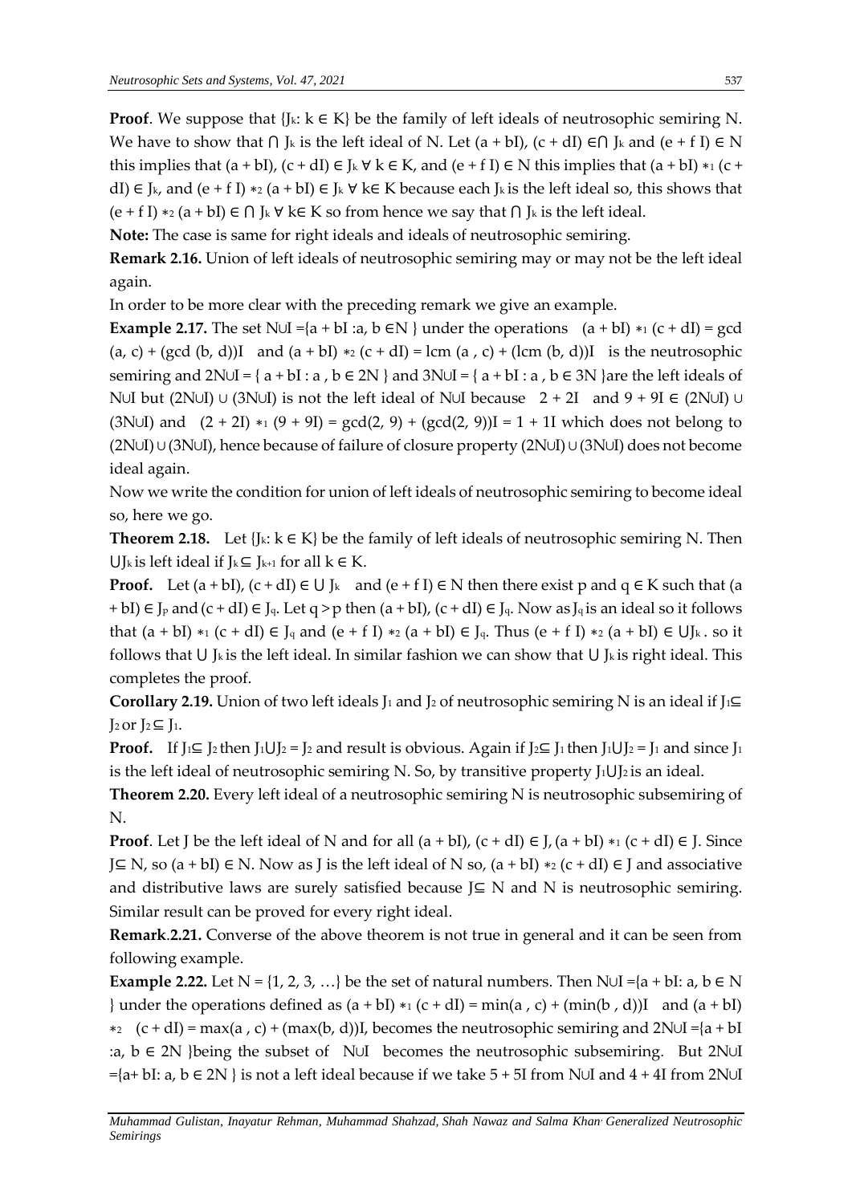**Proof**. We suppose that $\{J_k: k \in K\}$ be the family of left ideals of neutrosophic semiring N. We have to show that $\cap J_k$ is the left ideal of N. Let $(a + bI), (c + dI) \in \cap J_k$ and $(e + f I) \in N$ this implies that $(a + bI), (c + dI) \in J_k \ \forall\ k \in K$, and $(e + f I) \in N$ this implies that $(a + bI) *_1 (c + dI) \in J_k$, and $(e + f I) *_2 (a + bI) \in J_k \ \forall\ k \in K$ because each $J_k$ is the left ideal so, this shows that $(e + f I) *_2 (a + bI) \in \cap J_k \ \forall\ k \in K$ so from hence we say that $\cap J_k$ is the left ideal.

**Note:** The case is same for right ideals and ideals of neutrosophic semiring.

**Remark 2.16.** Union of left ideals of neutrosophic semiring may or may not be the left ideal again.

In order to be more clear with the preceding remark we give an example.

**Example 2.17.** The set $N \cup I = \{a + bI : a, b \in N\}$ under the operations $(a + bI) *_1 (c + dI) = \gcd(a, c) + (\gcd(b, d))I$ and $(a + bI) *_2 (c + dI) = \text{lcm}(a, c) + (\text{lcm}(b, d))I$ is the neutrosophic semiring and $2N \cup I = \{a + bI : a, b \in 2N\}$ and $3N \cup I = \{a + bI : a, b \in 3N\}$ are the left ideals of $N \cup I$ but $(2N \cup I) \cup (3N \cup I)$ is not the left ideal of $N \cup I$ because $2 + 2I$ and $9 + 9I \in (2N \cup I) \cup (3N \cup I)$ and $(2 + 2I) *_1 (9 + 9I) = \gcd(2, 9) + (\gcd(2, 9))I = 1 + 1I$ which does not belong to $(2N \cup I) \cup (3N \cup I)$, hence because of failure of closure property $(2N \cup I) \cup (3N \cup I)$ does not become ideal again.

Now we write the condition for union of left ideals of neutrosophic semiring to become ideal so, here we go.

**Theorem 2.18.** Let $\{J_k: k \in K\}$ be the family of left ideals of neutrosophic semiring N. Then $\cup J_k$ is left ideal if $J_k \subseteq J_{k+1}$ for all $k \in K$.

**Proof.** Let $(a + bI), (c + dI) \in \cup J_k$ and $(e + f I) \in N$ then there exist p and $q \in K$ such that $(a + bI) \in J_p$ and $(c + dI) \in J_q$. Let $q > p$ then $(a + bI), (c + dI) \in J_q$. Now as $J_q$ is an ideal so it follows that $(a + bI) *_1 (c + dI) \in J_q$ and $(e + f I) *_2 (a + bI) \in J_q$. Thus $(e + f I) *_2 (a + bI) \in \cup J_k$. so it follows that $\cup J_k$ is the left ideal. In similar fashion we can show that $\cup J_k$ is right ideal. This completes the proof.

**Corollary 2.19.** Union of two left ideals $J_1$ and $J_2$ of neutrosophic semiring N is an ideal if $J_1 \subseteq J_2$ or $J_2 \subseteq J_1$.

**Proof.** If $J_1 \subseteq J_2$ then $J_1 \cup J_2 = J_2$ and result is obvious. Again if $J_2 \subseteq J_1$ then $J_1 \cup J_2 = J_1$ and since $J_1$ is the left ideal of neutrosophic semiring N. So, by transitive property $J_1 \cup J_2$ is an ideal.

**Theorem 2.20.** Every left ideal of a neutrosophic semiring N is neutrosophic subsemiring of N.

**Proof**. Let J be the left ideal of N and for all $(a + bI), (c + dI) \in J$, $(a + bI) *_1 (c + dI) \in J$. Since $J \subseteq N$, so $(a + bI) \in N$. Now as J is the left ideal of N so, $(a + bI) *_2 (c + dI) \in J$ and associative and distributive laws are surely satisfied because $J \subseteq N$ and N is neutrosophic semiring. Similar result can be proved for every right ideal.

**Remark.2.21.** Converse of the above theorem is not true in general and it can be seen from following example.

**Example 2.22.** Let $N = \{1, 2, 3, \ldots\}$ be the set of natural numbers. Then $N \cup I = \{a + bI: a, b \in N\}$ under the operations defined as $(a + bI) *_1 (c + dI) = \min(a, c) + (\min(b, d))I$ and $(a + bI) *_2 (c + dI) = \max(a, c) + (\max(b, d))I$, becomes the neutrosophic semiring and $2N \cup I = \{a + bI : a, b \in 2N\}$ being the subset of $N \cup I$ becomes the neutrosophic subsemiring. But $2N \cup I = \{a + bI: a, b \in 2N\}$ is not a left ideal because if we take $5 + 5I$ from $N \cup I$ and $4 + 4I$ from $2N \cup I$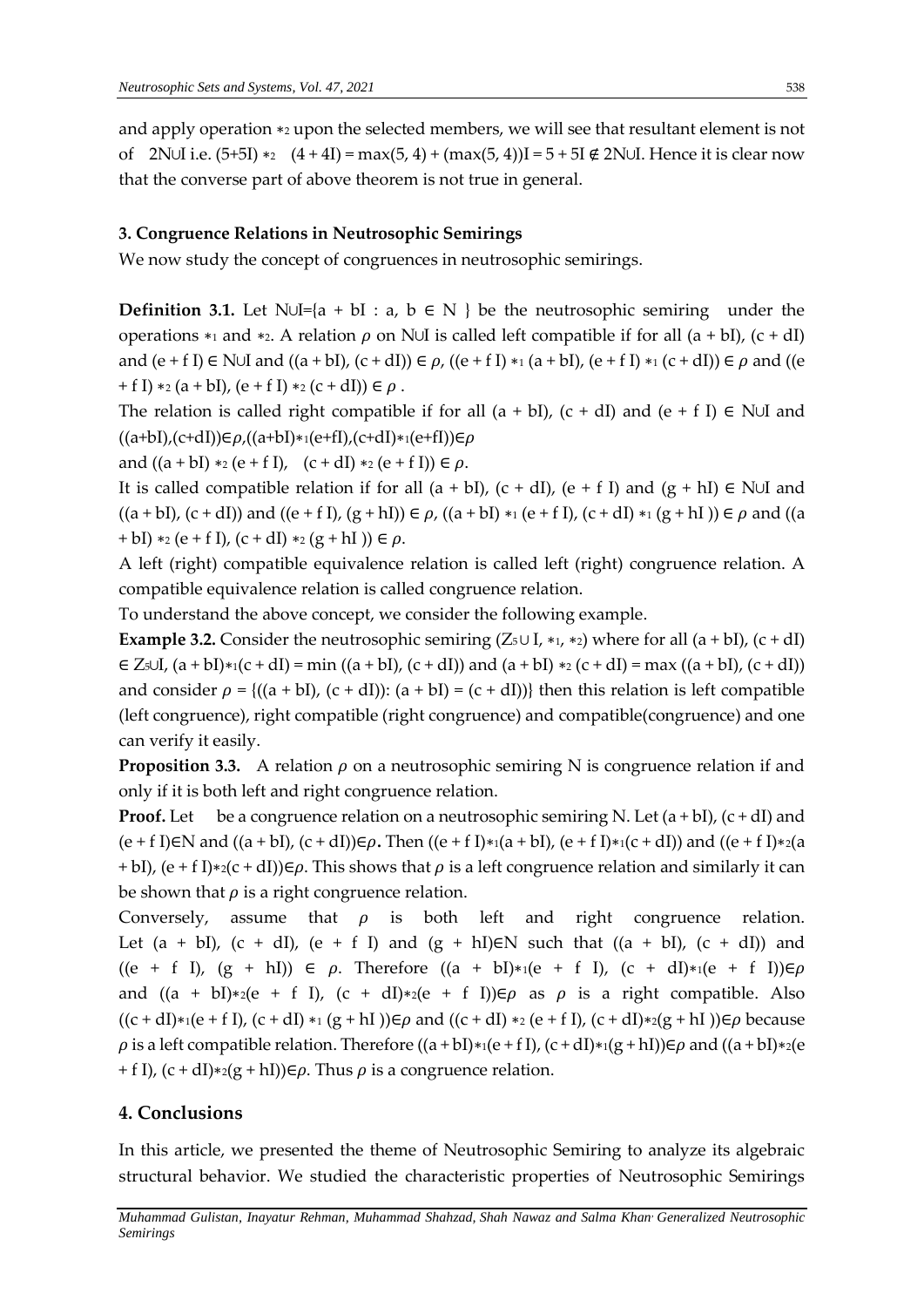and apply operation $*_2$ upon the selected members, we will see that resultant element is not of $2N \cup I$ i.e. $(5+5I) *_2 (4 + 4I) = \max(5, 4) + (\max(5, 4))I = 5 + 5I \notin 2N \cup I$. Hence it is clear now that the converse part of above theorem is not true in general.

### 3. Congruence Relations in Neutrosophic Semirings

We now study the concept of congruences in neutrosophic semirings.

**Definition 3.1.** Let $N \cup I = \{a + bI : a, b \in N\}$ be the neutrosophic semiring under the operations $*_1$ and $*_2$. A relation $\rho$ on $N \cup I$ is called left compatible if for all $(a + bI)$, $(c + dI)$ and $(e + fI) \in N \cup I$ and $((a + bI), (c + dI)) \in \rho$, $((e + fI) *_1 (a + bI), (e + fI) *_1 (c + dI)) \in \rho$ and $((e + fI) *_2 (a + bI), (e + fI) *_2 (c + dI)) \in \rho$.

The relation is called right compatible if for all $(a + bI)$, $(c + dI)$ and $(e + fI) \in N \cup I$ and $((a+bI),(c+dI)) \in \rho, ((a+bI)*_1(e+fI),(c+dI)*_1(e+fI)) \in \rho$ and $((a + bI) *_2 (e + fI), (c + dI) *_2 (e + fI)) \in \rho$.

It is called compatible relation if for all $(a + bI)$, $(c + dI)$, $(e + fI)$ and $(g + hI) \in N \cup I$ and $((a + bI), (c + dI))$ and $((e + fI), (g + hI)) \in \rho$, $((a + bI) *_1 (e + fI), (c + dI) *_1 (g + hI)) \in \rho$ and $((a + bI) *_2 (e + fI), (c + dI) *_2 (g + hI)) \in \rho$.

A left (right) compatible equivalence relation is called left (right) congruence relation. A compatible equivalence relation is called congruence relation.

To understand the above concept, we consider the following example.

**Example 3.2.** Consider the neutrosophic semiring $(Z_5 \cup I, *_1, *_2)$ where for all $(a + bI)$, $(c + dI) \in Z_5 \cup I$, $(a + bI) *_1 (c + dI) = \min((a + bI), (c + dI))$ and $(a + bI) *_2 (c + dI) = \max((a + bI), (c + dI))$ and consider $\rho = \{((a + bI), (c + dI)): (a + bI) = (c + dI)\}$ then this relation is left compatible (left congruence), right compatible (right congruence) and compatible(congruence) and one can verify it easily.

**Proposition 3.3.** A relation $\rho$ on a neutrosophic semiring N is congruence relation if and only if it is both left and right congruence relation.

**Proof.** Let be a congruence relation on a neutrosophic semiring N. Let $(a + bI)$, $(c + dI)$ and $(e + fI) \in N$ and $((a + bI), (c + dI)) \in \rho$. Then $((e + fI) *_1 (a + bI), (e + fI) *_1 (c + dI))$ and $((e + fI) *_2 (a + bI), (e + fI) *_2 (c + dI)) \in \rho$. This shows that $\rho$ is a left congruence relation and similarly it can be shown that $\rho$ is a right congruence relation.

Conversely, assume that $\rho$ is both left and right congruence relation. Let $(a + bI)$, $(c + dI)$, $(e + fI)$ and $(g + hI) \in N$ such that $((a + bI), (c + dI))$ and $((e + fI), (g + hI)) \in \rho$. Therefore $((a + bI) *_1 (e + fI), (c + dI) *_1 (e + fI)) \in \rho$ and $((a + bI) *_2 (e + fI), (c + dI) *_2 (e + fI)) \in \rho$ as $\rho$ is a right compatible. Also $((c + dI) *_1 (e + fI), (c + dI) *_1 (g + hI)) \in \rho$ and $((c + dI) *_2 (e + fI), (c + dI) *_2 (g + hI)) \in \rho$ because $\rho$ is a left compatible relation. Therefore $((a + bI) *_1 (e + fI), (c + dI) *_1 (g + hI)) \in \rho$ and $((a + bI) *_2 (e + fI), (c + dI) *_2 (g + hI)) \in \rho$. Thus $\rho$ is a congruence relation.

## 4. Conclusions

In this article, we presented the theme of Neutrosophic Semiring to analyze its algebraic structural behavior. We studied the characteristic properties of Neutrosophic Semirings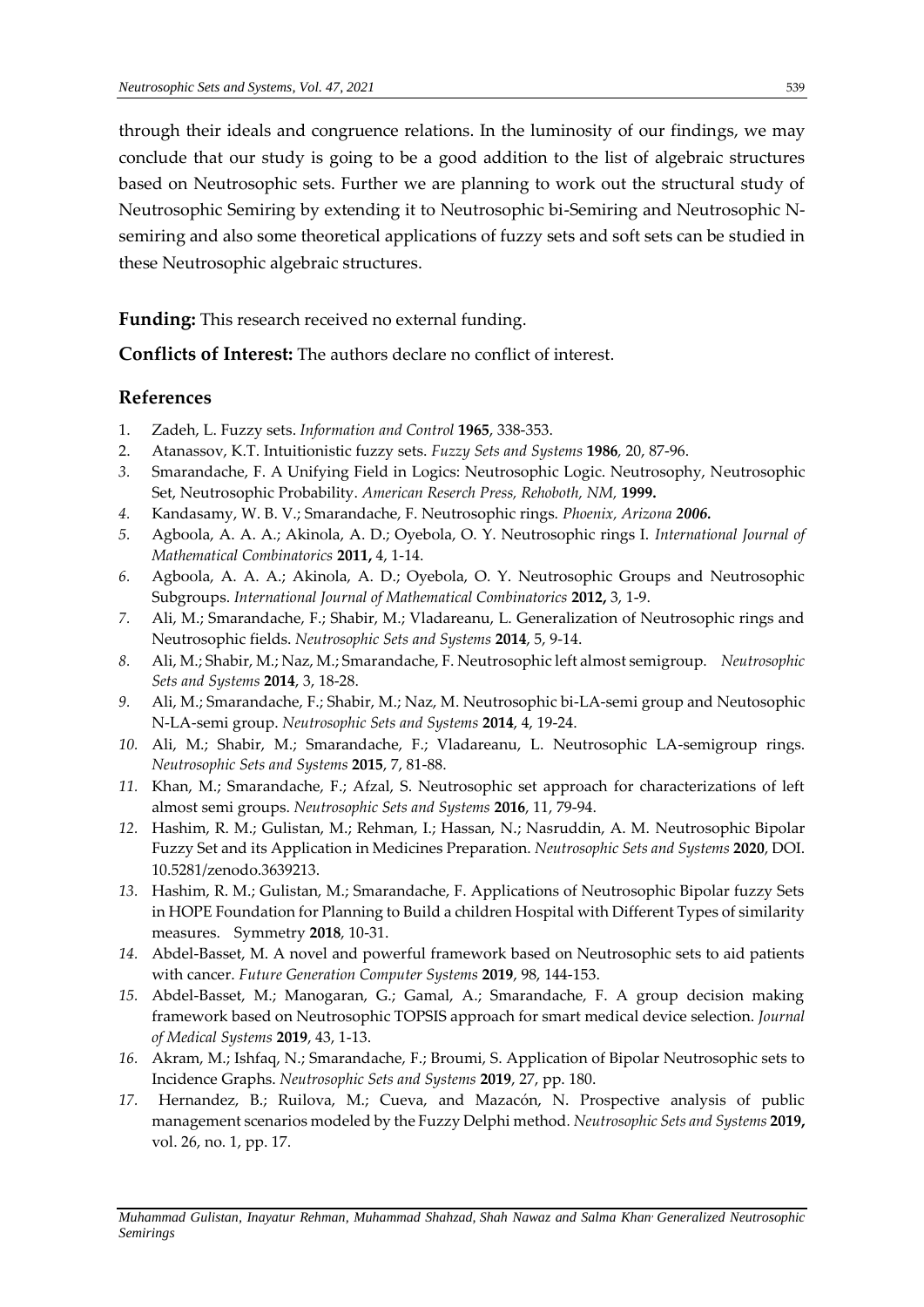through their ideals and congruence relations. In the luminosity of our findings, we may conclude that our study is going to be a good addition to the list of algebraic structures based on Neutrosophic sets. Further we are planning to work out the structural study of Neutrosophic Semiring by extending it to Neutrosophic bi-Semiring and Neutrosophic N-semiring and also some theoretical applications of fuzzy sets and soft sets can be studied in these Neutrosophic algebraic structures.

**Funding:** This research received no external funding.

**Conflicts of Interest:** The authors declare no conflict of interest.

## References

1. Zadeh, L. Fuzzy sets. *Information and Control* **1965**, 338-353.
2. Atanassov, K.T. Intuitionistic fuzzy sets. *Fuzzy Sets and Systems* **1986**, 20, 87-96.
3. Smarandache, F. A Unifying Field in Logics: Neutrosophic Logic. Neutrosophy, Neutrosophic Set, Neutrosophic Probability. *American Reserch Press, Rehoboth, NM,* **1999.**
4. Kandasamy, W. B. V.; Smarandache, F. Neutrosophic rings. *Phoenix, Arizona* ***2006.***
5. Agboola, A. A. A.; Akinola, A. D.; Oyebola, O. Y. Neutrosophic rings I. *International Journal of Mathematical Combinatorics* **2011,** 4, 1-14.
6. Agboola, A. A. A.; Akinola, A. D.; Oyebola, O. Y. Neutrosophic Groups and Neutrosophic Subgroups. *International Journal of Mathematical Combinatorics* **2012,** 3, 1-9.
7. Ali, M.; Smarandache, F.; Shabir, M.; Vladareanu, L. Generalization of Neutrosophic rings and Neutrosophic fields. *Neutrosophic Sets and Systems* **2014**, 5, 9-14.
8. Ali, M.; Shabir, M.; Naz, M.; Smarandache, F. Neutrosophic left almost semigroup. *Neutrosophic Sets and Systems* **2014**, 3, 18-28.
9. Ali, M.; Smarandache, F.; Shabir, M.; Naz, M. Neutrosophic bi-LA-semi group and Neutosophic N-LA-semi group. *Neutrosophic Sets and Systems* **2014**, 4, 19-24.
10. Ali, M.; Shabir, M.; Smarandache, F.; Vladareanu, L. Neutrosophic LA-semigroup rings. *Neutrosophic Sets and Systems* **2015**, 7, 81-88.
11. Khan, M.; Smarandache, F.; Afzal, S. Neutrosophic set approach for characterizations of left almost semi groups. *Neutrosophic Sets and Systems* **2016**, 11, 79-94.
12. Hashim, R. M.; Gulistan, M.; Rehman, I.; Hassan, N.; Nasruddin, A. M. Neutrosophic Bipolar Fuzzy Set and its Application in Medicines Preparation. *Neutrosophic Sets and Systems* **2020**, DOI. 10.5281/zenodo.3639213.
13. Hashim, R. M.; Gulistan, M.; Smarandache, F. Applications of Neutrosophic Bipolar fuzzy Sets in HOPE Foundation for Planning to Build a children Hospital with Different Types of similarity measures. Symmetry **2018**, 10-31.
14. Abdel-Basset, M. A novel and powerful framework based on Neutrosophic sets to aid patients with cancer. *Future Generation Computer Systems* **2019**, 98, 144-153.
15. Abdel-Basset, M.; Manogaran, G.; Gamal, A.; Smarandache, F. A group decision making framework based on Neutrosophic TOPSIS approach for smart medical device selection. *Journal of Medical Systems* **2019**, 43, 1-13.
16. Akram, M.; Ishfaq, N.; Smarandache, F.; Broumi, S. Application of Bipolar Neutrosophic sets to Incidence Graphs. *Neutrosophic Sets and Systems* **2019**, 27, pp. 180.
17. Hernandez, B.; Ruilova, M.; Cueva, and Mazacón, N. Prospective analysis of public management scenarios modeled by the Fuzzy Delphi method. *Neutrosophic Sets and Systems* **2019,** vol. 26, no. 1, pp. 17.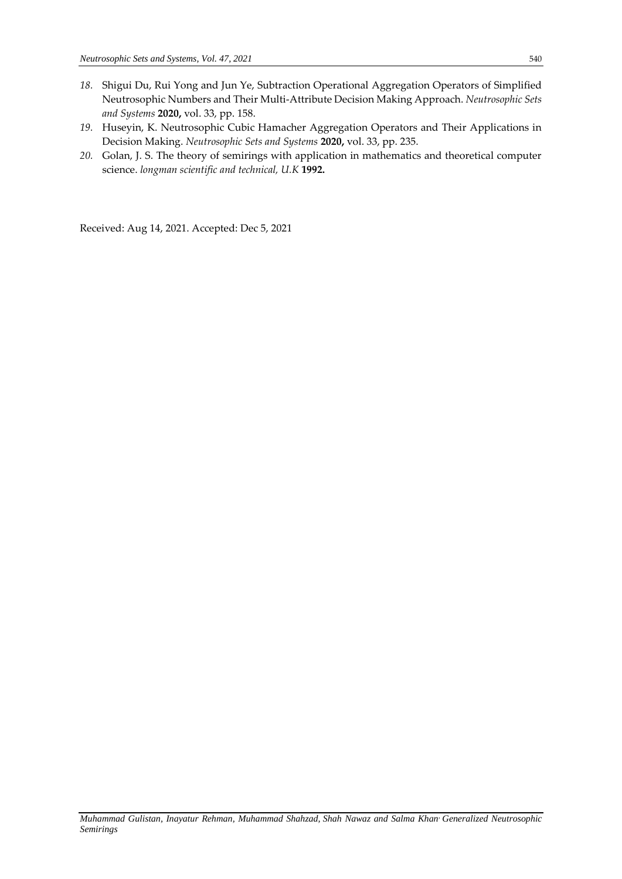18. Shigui Du, Rui Yong and Jun Ye, Subtraction Operational Aggregation Operators of Simplified Neutrosophic Numbers and Their Multi-Attribute Decision Making Approach. *Neutrosophic Sets and Systems* **2020,** vol. 33, pp. 158.
19. Huseyin, K. Neutrosophic Cubic Hamacher Aggregation Operators and Their Applications in Decision Making. *Neutrosophic Sets and Systems* **2020,** vol. 33, pp. 235.
20. Golan, J. S. The theory of semirings with application in mathematics and theoretical computer science. *longman scientific and technical, U.K* **1992.**

Received: Aug 14, 2021. Accepted: Dec 5, 2021